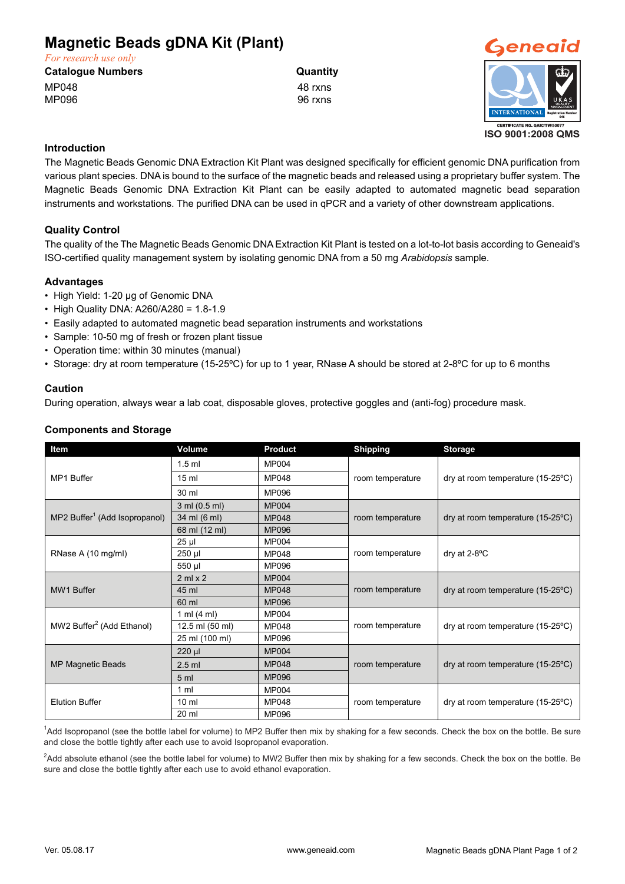# Magnetic Beads gDNA Kit (Plant)

*For research use only*

| Catalogue Numbers | Quantity |
|---|---|
| MP048 | 48 rxns |
| MP096 | 96 rxns |

Geneaid

ISO 9001:2008 QMS

## Introduction

The Magnetic Beads Genomic DNA Extraction Kit Plant was designed specifically for efficient genomic DNA purification from various plant species. DNA is bound to the surface of the magnetic beads and released using a proprietary buffer system. The Magnetic Beads Genomic DNA Extraction Kit Plant can be easily adapted to automated magnetic bead separation instruments and workstations. The purified DNA can be used in qPCR and a variety of other downstream applications.

## Quality Control

The quality of the The Magnetic Beads Genomic DNA Extraction Kit Plant is tested on a lot-to-lot basis according to Geneaid's ISO-certified quality management system by isolating genomic DNA from a 50 mg *Arabidopsis* sample.

## Advantages

- High Yield: 1-20 µg of Genomic DNA
- High Quality DNA: A260/A280 = 1.8-1.9
- Easily adapted to automated magnetic bead separation instruments and workstations
- Sample: 10-50 mg of fresh or frozen plant tissue
- Operation time: within 30 minutes (manual)
- Storage: dry at room temperature (15-25ºC) for up to 1 year, RNase A should be stored at 2-8ºC for up to 6 months

## Caution

During operation, always wear a lab coat, disposable gloves, protective goggles and (anti-fog) procedure mask.

## Components and Storage

| Item | Volume | Product | Shipping | Storage |
|---|---|---|---|---|
| MP1 Buffer | 1.5 ml | MP004 | room temperature | dry at room temperature (15-25ºC) |
| | 15 ml | MP048 | | |
| | 30 ml | MP096 | | |
| MP2 Buffer[1] (Add Isopropanol) | 3 ml (0.5 ml) | MP004 | room temperature | dry at room temperature (15-25ºC) |
| | 34 ml (6 ml) | MP048 | | |
| | 68 ml (12 ml) | MP096 | | |
| RNase A (10 mg/ml) | 25 µl | MP004 | room temperature | dry at 2-8ºC |
| | 250 µl | MP048 | | |
| | 550 µl | MP096 | | |
| MW1 Buffer | 2 ml x 2 | MP004 | room temperature | dry at room temperature (15-25ºC) |
| | 45 ml | MP048 | | |
| | 60 ml | MP096 | | |
| MW2 Buffer[2] (Add Ethanol) | 1 ml (4 ml) | MP004 | room temperature | dry at room temperature (15-25ºC) |
| | 12.5 ml (50 ml) | MP048 | | |
| | 25 ml (100 ml) | MP096 | | |
| MP Magnetic Beads | 220 µl | MP004 | room temperature | dry at room temperature (15-25ºC) |
| | 2.5 ml | MP048 | | |
| | 5 ml | MP096 | | |
| Elution Buffer | 1 ml | MP004 | room temperature | dry at room temperature (15-25ºC) |
| | 10 ml | MP048 | | |
| | 20 ml | MP096 | | |

[1]Add Isopropanol (see the bottle label for volume) to MP2 Buffer then mix by shaking for a few seconds. Check the box on the bottle. Be sure and close the bottle tightly after each use to avoid Isopropanol evaporation.

[2]Add absolute ethanol (see the bottle label for volume) to MW2 Buffer then mix by shaking for a few seconds. Check the box on the bottle. Be sure and close the bottle tightly after each use to avoid ethanol evaporation.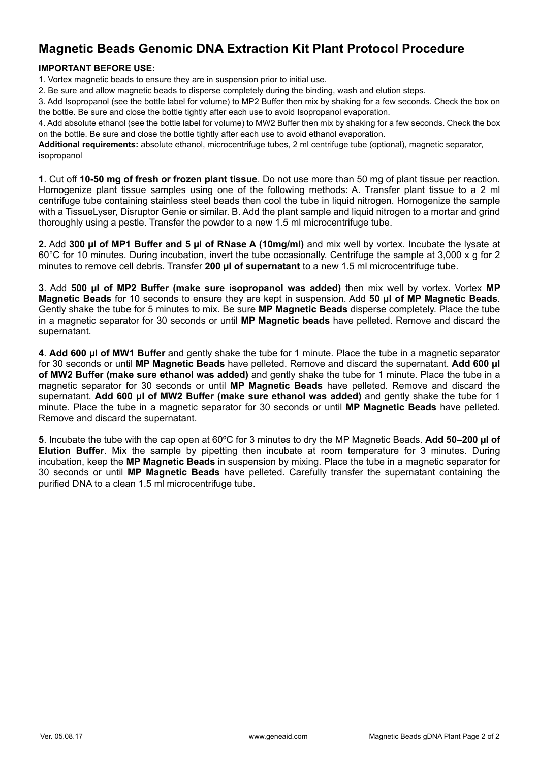# Magnetic Beads Genomic DNA Extraction Kit Plant Protocol Procedure

**IMPORTANT BEFORE USE:**

1. Vortex magnetic beads to ensure they are in suspension prior to initial use.
2. Be sure and allow magnetic beads to disperse completely during the binding, wash and elution steps.
3. Add Isopropanol (see the bottle label for volume) to MP2 Buffer then mix by shaking for a few seconds. Check the box on the bottle. Be sure and close the bottle tightly after each use to avoid Isopropanol evaporation.
4. Add absolute ethanol (see the bottle label for volume) to MW2 Buffer then mix by shaking for a few seconds. Check the box on the bottle. Be sure and close the bottle tightly after each use to avoid ethanol evaporation.

**Additional requirements:** absolute ethanol, microcentrifuge tubes, 2 ml centrifuge tube (optional), magnetic separator, isopropanol

**1**. Cut off **10-50 mg of fresh or frozen plant tissue**. Do not use more than 50 mg of plant tissue per reaction. Homogenize plant tissue samples using one of the following methods: A. Transfer plant tissue to a 2 ml centrifuge tube containing stainless steel beads then cool the tube in liquid nitrogen. Homogenize the sample with a TissueLyser, Disruptor Genie or similar. B. Add the plant sample and liquid nitrogen to a mortar and grind thoroughly using a pestle. Transfer the powder to a new 1.5 ml microcentrifuge tube.

**2.** Add **300 µl of MP1 Buffer and 5 µl of RNase A (10mg/ml)** and mix well by vortex. Incubate the lysate at 60°C for 10 minutes. During incubation, invert the tube occasionally. Centrifuge the sample at 3,000 x g for 2 minutes to remove cell debris. Transfer **200 µl of supernatant** to a new 1.5 ml microcentrifuge tube.

**3**. Add **500 µl of MP2 Buffer (make sure isopropanol was added)** then mix well by vortex. Vortex **MP Magnetic Beads** for 10 seconds to ensure they are kept in suspension. Add **50 µl of MP Magnetic Beads**. Gently shake the tube for 5 minutes to mix. Be sure **MP Magnetic Beads** disperse completely. Place the tube in a magnetic separator for 30 seconds or until **MP Magnetic beads** have pelleted. Remove and discard the supernatant.

**4**. **Add 600 µl of MW1 Buffer** and gently shake the tube for 1 minute. Place the tube in a magnetic separator for 30 seconds or until **MP Magnetic Beads** have pelleted. Remove and discard the supernatant. **Add 600 µl of MW2 Buffer (make sure ethanol was added)** and gently shake the tube for 1 minute. Place the tube in a magnetic separator for 30 seconds or until **MP Magnetic Beads** have pelleted. Remove and discard the supernatant. **Add 600 µl of MW2 Buffer (make sure ethanol was added)** and gently shake the tube for 1 minute. Place the tube in a magnetic separator for 30 seconds or until **MP Magnetic Beads** have pelleted. Remove and discard the supernatant.

**5**. Incubate the tube with the cap open at 60ºC for 3 minutes to dry the MP Magnetic Beads. **Add 50–200 µl of Elution Buffer**. Mix the sample by pipetting then incubate at room temperature for 3 minutes. During incubation, keep the **MP Magnetic Beads** in suspension by mixing. Place the tube in a magnetic separator for 30 seconds or until **MP Magnetic Beads** have pelleted. Carefully transfer the supernatant containing the purified DNA to a clean 1.5 ml microcentrifuge tube.